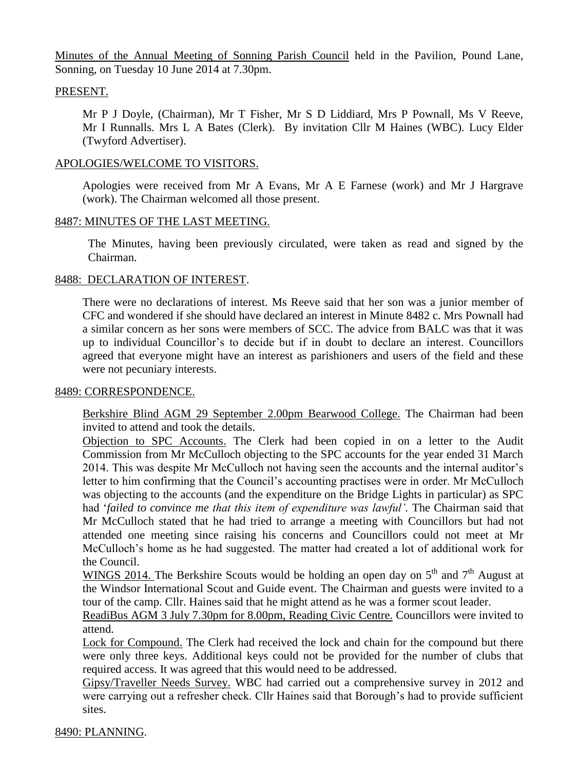Minutes of the Annual Meeting of Sonning Parish Council held in the Pavilion, Pound Lane, Sonning, on Tuesday 10 June 2014 at 7.30pm.

## PRESENT.

Mr P J Doyle, (Chairman), Mr T Fisher, Mr S D Liddiard, Mrs P Pownall, Ms V Reeve, Mr I Runnalls. Mrs L A Bates (Clerk). By invitation Cllr M Haines (WBC). Lucy Elder (Twyford Advertiser).

## APOLOGIES/WELCOME TO VISITORS.

Apologies were received from Mr A Evans, Mr A E Farnese (work) and Mr J Hargrave (work). The Chairman welcomed all those present.

## 8487: MINUTES OF THE LAST MEETING.

The Minutes, having been previously circulated, were taken as read and signed by the Chairman.

## 8488: DECLARATION OF INTEREST.

There were no declarations of interest. Ms Reeve said that her son was a junior member of CFC and wondered if she should have declared an interest in Minute 8482 c. Mrs Pownall had a similar concern as her sons were members of SCC. The advice from BALC was that it was up to individual Councillor's to decide but if in doubt to declare an interest. Councillors agreed that everyone might have an interest as parishioners and users of the field and these were not pecuniary interests.

## 8489: CORRESPONDENCE.

Berkshire Blind AGM 29 September 2.00pm Bearwood College. The Chairman had been invited to attend and took the details.

Objection to SPC Accounts. The Clerk had been copied in on a letter to the Audit Commission from Mr McCulloch objecting to the SPC accounts for the year ended 31 March 2014. This was despite Mr McCulloch not having seen the accounts and the internal auditor's letter to him confirming that the Council's accounting practises were in order. Mr McCulloch was objecting to the accounts (and the expenditure on the Bridge Lights in particular) as SPC had '*failed to convince me that this item of expenditure was lawful'*. The Chairman said that Mr McCulloch stated that he had tried to arrange a meeting with Councillors but had not attended one meeting since raising his concerns and Councillors could not meet at Mr McCulloch's home as he had suggested. The matter had created a lot of additional work for the Council.

WINGS 2014. The Berkshire Scouts would be holding an open day on 5th and 7th August at the Windsor International Scout and Guide event. The Chairman and guests were invited to a tour of the camp. Cllr. Haines said that he might attend as he was a former scout leader.

ReadiBus AGM 3 July 7.30pm for 8.00pm, Reading Civic Centre. Councillors were invited to attend.

Lock for Compound. The Clerk had received the lock and chain for the compound but there were only three keys. Additional keys could not be provided for the number of clubs that required access. It was agreed that this would need to be addressed.

Gipsy/Traveller Needs Survey. WBC had carried out a comprehensive survey in 2012 and were carrying out a refresher check. Cllr Haines said that Borough's had to provide sufficient sites.

## 8490: PLANNING.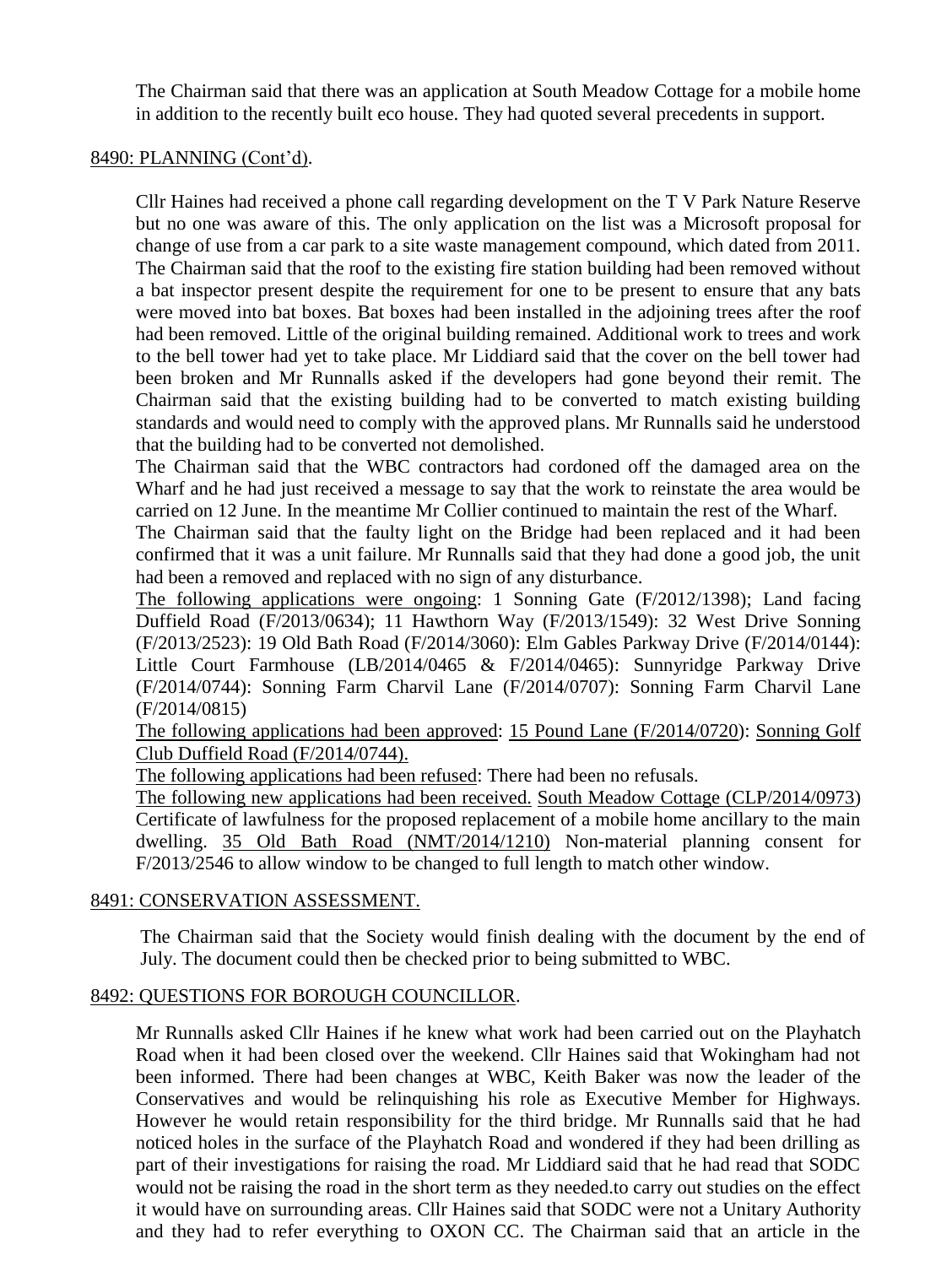The Chairman said that there was an application at South Meadow Cottage for a mobile home in addition to the recently built eco house. They had quoted several precedents in support.

8490: PLANNING (Cont'd).

Cllr Haines had received a phone call regarding development on the T V Park Nature Reserve but no one was aware of this. The only application on the list was a Microsoft proposal for change of use from a car park to a site waste management compound, which dated from 2011. The Chairman said that the roof to the existing fire station building had been removed without a bat inspector present despite the requirement for one to be present to ensure that any bats were moved into bat boxes. Bat boxes had been installed in the adjoining trees after the roof had been removed. Little of the original building remained. Additional work to trees and work to the bell tower had yet to take place. Mr Liddiard said that the cover on the bell tower had been broken and Mr Runnalls asked if the developers had gone beyond their remit. The Chairman said that the existing building had to be converted to match existing building standards and would need to comply with the approved plans. Mr Runnalls said he understood that the building had to be converted not demolished.

The Chairman said that the WBC contractors had cordoned off the damaged area on the Wharf and he had just received a message to say that the work to reinstate the area would be carried on 12 June. In the meantime Mr Collier continued to maintain the rest of the Wharf.

The Chairman said that the faulty light on the Bridge had been replaced and it had been confirmed that it was a unit failure. Mr Runnalls said that they had done a good job, the unit had been a removed and replaced with no sign of any disturbance.

The following applications were ongoing: 1 Sonning Gate (F/2012/1398); Land facing Duffield Road (F/2013/0634); 11 Hawthorn Way (F/2013/1549): 32 West Drive Sonning (F/2013/2523): 19 Old Bath Road (F/2014/3060): Elm Gables Parkway Drive (F/2014/0144): Little Court Farmhouse (LB/2014/0465 & F/2014/0465): Sunnyridge Parkway Drive (F/2014/0744): Sonning Farm Charvil Lane (F/2014/0707): Sonning Farm Charvil Lane (F/2014/0815)

The following applications had been approved: 15 Pound Lane (F/2014/0720): Sonning Golf Club Duffield Road (F/2014/0744).

The following applications had been refused: There had been no refusals.

The following new applications had been received. South Meadow Cottage (CLP/2014/0973) Certificate of lawfulness for the proposed replacement of a mobile home ancillary to the main dwelling. 35 Old Bath Road (NMT/2014/1210) Non-material planning consent for F/2013/2546 to allow window to be changed to full length to match other window.

8491: CONSERVATION ASSESSMENT.

The Chairman said that the Society would finish dealing with the document by the end of July. The document could then be checked prior to being submitted to WBC.

8492: QUESTIONS FOR BOROUGH COUNCILLOR.

Mr Runnalls asked Cllr Haines if he knew what work had been carried out on the Playhatch Road when it had been closed over the weekend. Cllr Haines said that Wokingham had not been informed. There had been changes at WBC, Keith Baker was now the leader of the Conservatives and would be relinquishing his role as Executive Member for Highways. However he would retain responsibility for the third bridge. Mr Runnalls said that he had noticed holes in the surface of the Playhatch Road and wondered if they had been drilling as part of their investigations for raising the road. Mr Liddiard said that he had read that SODC would not be raising the road in the short term as they needed.to carry out studies on the effect it would have on surrounding areas. Cllr Haines said that SODC were not a Unitary Authority and they had to refer everything to OXON CC. The Chairman said that an article in the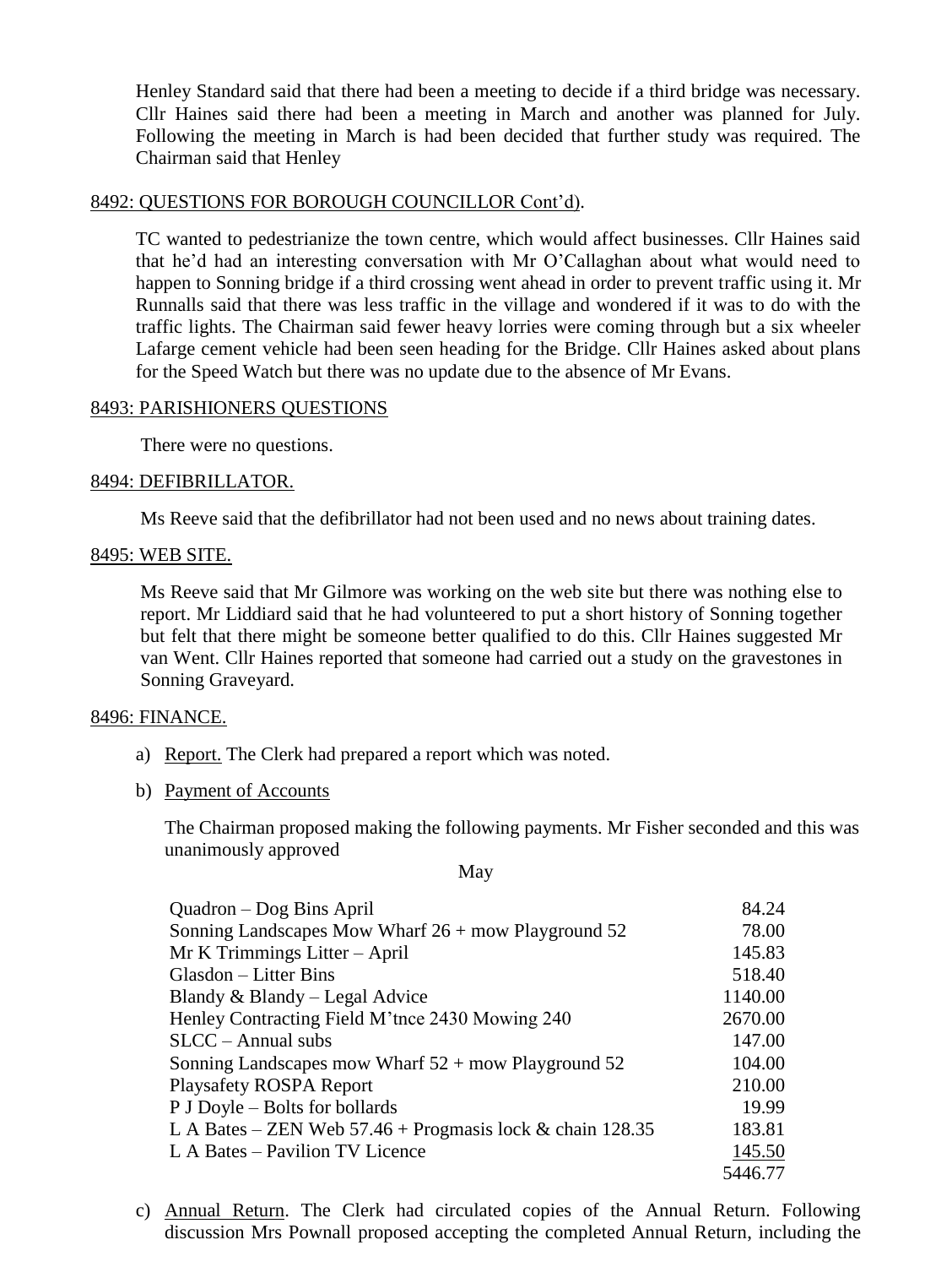Henley Standard said that there had been a meeting to decide if a third bridge was necessary. Cllr Haines said there had been a meeting in March and another was planned for July. Following the meeting in March is had been decided that further study was required. The Chairman said that Henley

8492: QUESTIONS FOR BOROUGH COUNCILLOR Cont'd).

TC wanted to pedestrianize the town centre, which would affect businesses. Cllr Haines said that he'd had an interesting conversation with Mr O'Callaghan about what would need to happen to Sonning bridge if a third crossing went ahead in order to prevent traffic using it. Mr Runnalls said that there was less traffic in the village and wondered if it was to do with the traffic lights. The Chairman said fewer heavy lorries were coming through but a six wheeler Lafarge cement vehicle had been seen heading for the Bridge. Cllr Haines asked about plans for the Speed Watch but there was no update due to the absence of Mr Evans.

8493: PARISHIONERS QUESTIONS

There were no questions.

8494: DEFIBRILLATOR.

Ms Reeve said that the defibrillator had not been used and no news about training dates.

8495: WEB SITE.

Ms Reeve said that Mr Gilmore was working on the web site but there was nothing else to report. Mr Liddiard said that he had volunteered to put a short history of Sonning together but felt that there might be someone better qualified to do this. Cllr Haines suggested Mr van Went. Cllr Haines reported that someone had carried out a study on the gravestones in Sonning Graveyard.

8496: FINANCE.

a) Report. The Clerk had prepared a report which was noted.

b) Payment of Accounts

The Chairman proposed making the following payments. Mr Fisher seconded and this was unanimously approved

May

| | |
|---|---:|
| Quadron – Dog Bins April | 84.24 |
| Sonning Landscapes Mow Wharf 26 + mow Playground 52 | 78.00 |
| Mr K Trimmings Litter – April | 145.83 |
| Glasdon – Litter Bins | 518.40 |
| Blandy & Blandy – Legal Advice | 1140.00 |
| Henley Contracting Field M'tnce 2430 Mowing 240 | 2670.00 |
| SLCC – Annual subs | 147.00 |
| Sonning Landscapes mow Wharf 52 + mow Playground 52 | 104.00 |
| Playsafety ROSPA Report | 210.00 |
| P J Doyle – Bolts for bollards | 19.99 |
| L A Bates – ZEN Web 57.46 + Progmasis lock & chain 128.35 | 183.81 |
| L A Bates – Pavilion TV Licence | 145.50 |
| | 5446.77 |

c) Annual Return. The Clerk had circulated copies of the Annual Return. Following discussion Mrs Pownall proposed accepting the completed Annual Return, including the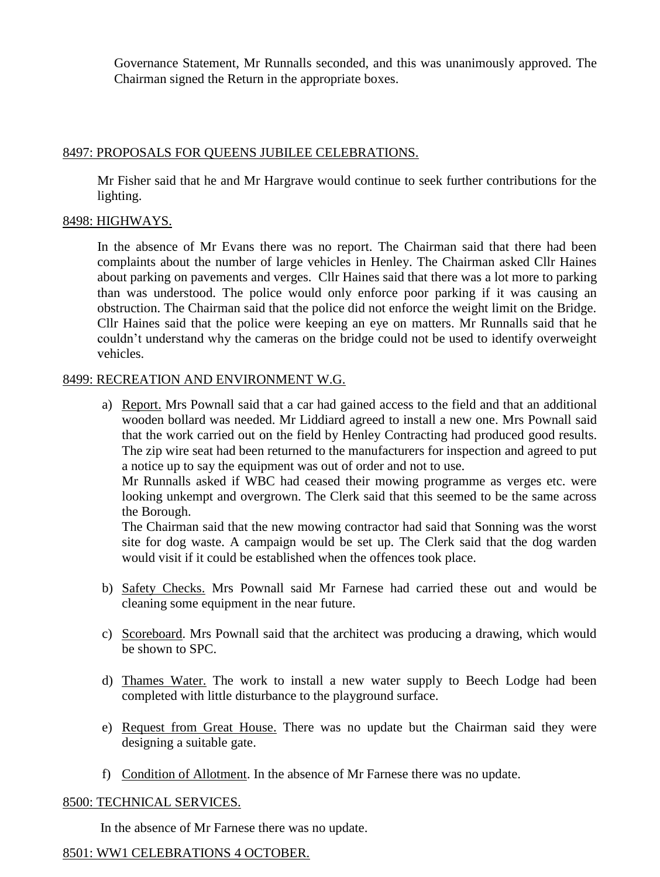Governance Statement, Mr Runnalls seconded, and this was unanimously approved. The Chairman signed the Return in the appropriate boxes.

## 8497: PROPOSALS FOR QUEENS JUBILEE CELEBRATIONS.

Mr Fisher said that he and Mr Hargrave would continue to seek further contributions for the lighting.

## 8498: HIGHWAYS.

In the absence of Mr Evans there was no report. The Chairman said that there had been complaints about the number of large vehicles in Henley. The Chairman asked Cllr Haines about parking on pavements and verges. Cllr Haines said that there was a lot more to parking than was understood. The police would only enforce poor parking if it was causing an obstruction. The Chairman said that the police did not enforce the weight limit on the Bridge. Cllr Haines said that the police were keeping an eye on matters. Mr Runnalls said that he couldn't understand why the cameras on the bridge could not be used to identify overweight vehicles.

## 8499: RECREATION AND ENVIRONMENT W.G.

a) Report. Mrs Pownall said that a car had gained access to the field and that an additional wooden bollard was needed. Mr Liddiard agreed to install a new one. Mrs Pownall said that the work carried out on the field by Henley Contracting had produced good results. The zip wire seat had been returned to the manufacturers for inspection and agreed to put a notice up to say the equipment was out of order and not to use.
Mr Runnalls asked if WBC had ceased their mowing programme as verges etc. were looking unkempt and overgrown. The Clerk said that this seemed to be the same across the Borough.
The Chairman said that the new mowing contractor had said that Sonning was the worst site for dog waste. A campaign would be set up. The Clerk said that the dog warden would visit if it could be established when the offences took place.

b) Safety Checks. Mrs Pownall said Mr Farnese had carried these out and would be cleaning some equipment in the near future.

c) Scoreboard. Mrs Pownall said that the architect was producing a drawing, which would be shown to SPC.

d) Thames Water. The work to install a new water supply to Beech Lodge had been completed with little disturbance to the playground surface.

e) Request from Great House. There was no update but the Chairman said they were designing a suitable gate.

f) Condition of Allotment. In the absence of Mr Farnese there was no update.

## 8500: TECHNICAL SERVICES.

In the absence of Mr Farnese there was no update.

## 8501: WW1 CELEBRATIONS 4 OCTOBER.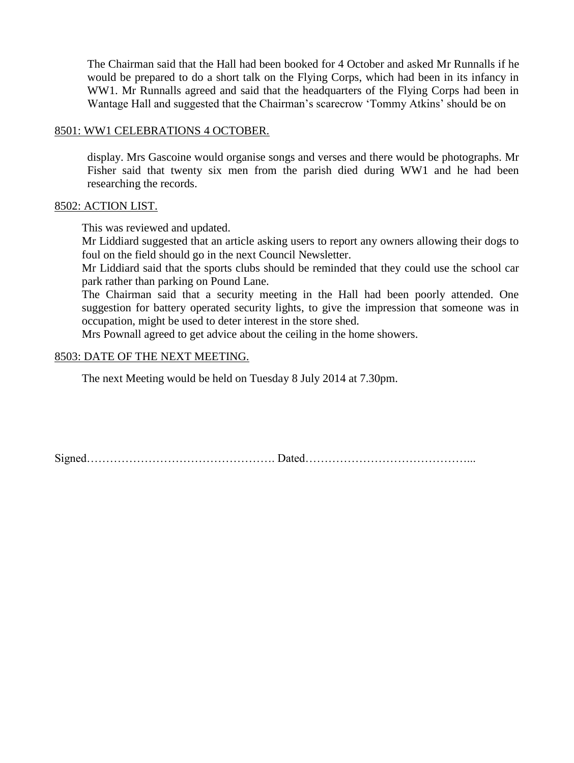The Chairman said that the Hall had been booked for 4 October and asked Mr Runnalls if he would be prepared to do a short talk on the Flying Corps, which had been in its infancy in WW1. Mr Runnalls agreed and said that the headquarters of the Flying Corps had been in Wantage Hall and suggested that the Chairman's scarecrow 'Tommy Atkins' should be on

## 8501: WW1 CELEBRATIONS 4 OCTOBER.

display. Mrs Gascoine would organise songs and verses and there would be photographs. Mr Fisher said that twenty six men from the parish died during WW1 and he had been researching the records.

## 8502: ACTION LIST.

This was reviewed and updated.

Mr Liddiard suggested that an article asking users to report any owners allowing their dogs to foul on the field should go in the next Council Newsletter.

Mr Liddiard said that the sports clubs should be reminded that they could use the school car park rather than parking on Pound Lane.

The Chairman said that a security meeting in the Hall had been poorly attended. One suggestion for battery operated security lights, to give the impression that someone was in occupation, might be used to deter interest in the store shed.

Mrs Pownall agreed to get advice about the ceiling in the home showers.

## 8503: DATE OF THE NEXT MEETING.

The next Meeting would be held on Tuesday 8 July 2014 at 7.30pm.

Signed…………………………………………. Dated……………………………………...